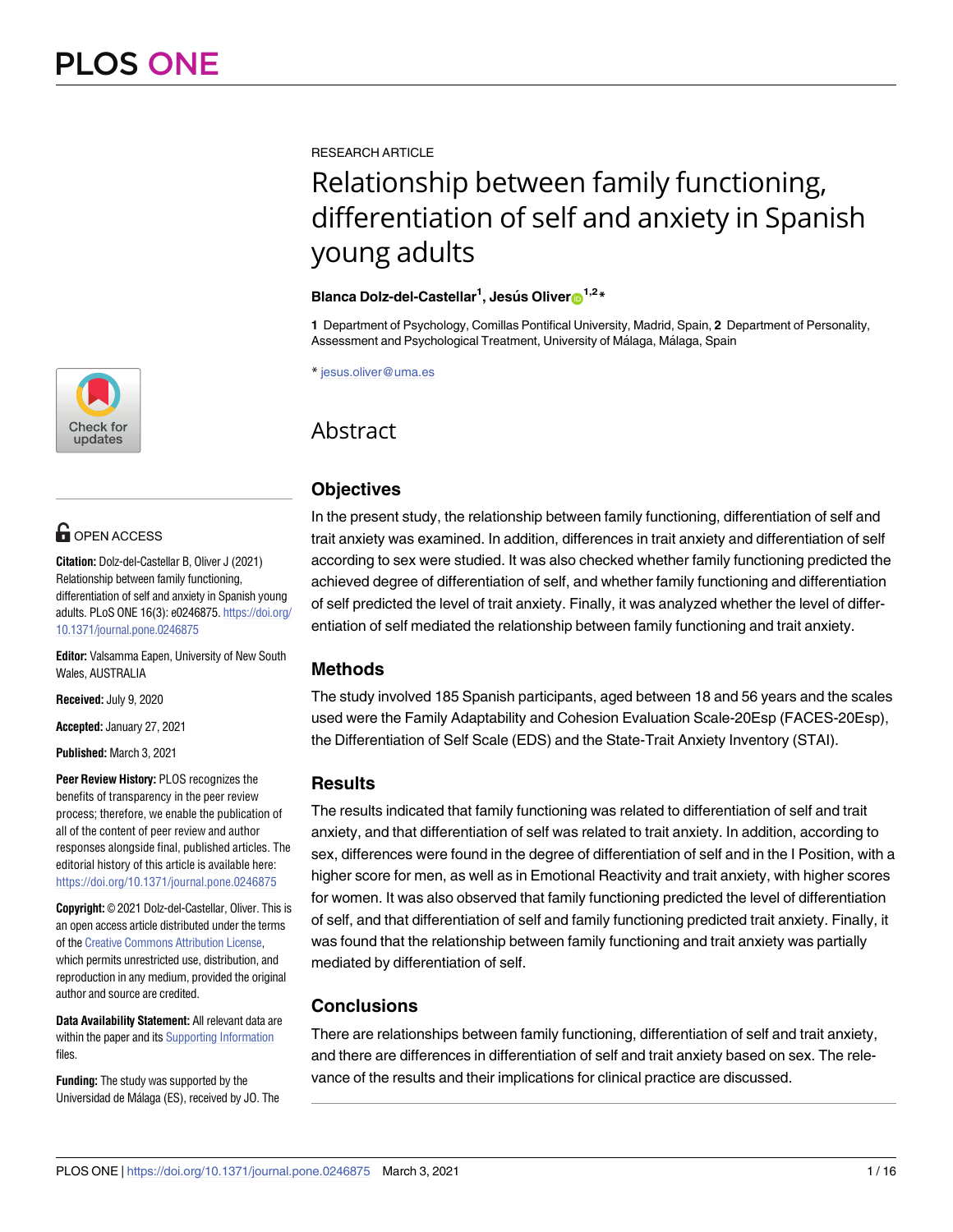RESEARCH ARTICLE

# Relationship between family functioning, differentiation of self and anxiety in Spanish young adults

**Blanca Dolz-del-Castellar[1], Jesús Oliver[1,2]***

**1** Department of Psychology, Comillas Pontifical University, Madrid, Spain, **2** Department of Personality, Assessment and Psychological Treatment, University of Málaga, Málaga, Spain

* jesus.oliver@uma.es

OPEN ACCESS

**Citation:** Dolz-del-Castellar B, Oliver J (2021) Relationship between family functioning, differentiation of self and anxiety in Spanish young adults. PLoS ONE 16(3): e0246875. https://doi.org/10.1371/journal.pone.0246875

**Editor:** Valsamma Eapen, University of New South Wales, AUSTRALIA

**Received:** July 9, 2020

**Accepted:** January 27, 2021

**Published:** March 3, 2021

**Peer Review History:** PLOS recognizes the benefits of transparency in the peer review process; therefore, we enable the publication of all of the content of peer review and author responses alongside final, published articles. The editorial history of this article is available here: https://doi.org/10.1371/journal.pone.0246875

**Copyright:** © 2021 Dolz-del-Castellar, Oliver. This is an open access article distributed under the terms of the Creative Commons Attribution License, which permits unrestricted use, distribution, and reproduction in any medium, provided the original author and source are credited.

**Data Availability Statement:** All relevant data are within the paper and its Supporting Information files.

**Funding:** The study was supported by the Universidad de Málaga (ES), received by JO. The

## Abstract

### Objectives

In the present study, the relationship between family functioning, differentiation of self and trait anxiety was examined. In addition, differences in trait anxiety and differentiation of self according to sex were studied. It was also checked whether family functioning predicted the achieved degree of differentiation of self, and whether family functioning and differentiation of self predicted the level of trait anxiety. Finally, it was analyzed whether the level of differentiation of self mediated the relationship between family functioning and trait anxiety.

### Methods

The study involved 185 Spanish participants, aged between 18 and 56 years and the scales used were the Family Adaptability and Cohesion Evaluation Scale-20Esp (FACES-20Esp), the Differentiation of Self Scale (EDS) and the State-Trait Anxiety Inventory (STAI).

### Results

The results indicated that family functioning was related to differentiation of self and trait anxiety, and that differentiation of self was related to trait anxiety. In addition, according to sex, differences were found in the degree of differentiation of self and in the I Position, with a higher score for men, as well as in Emotional Reactivity and trait anxiety, with higher scores for women. It was also observed that family functioning predicted the level of differentiation of self, and that differentiation of self and family functioning predicted trait anxiety. Finally, it was found that the relationship between family functioning and trait anxiety was partially mediated by differentiation of self.

### Conclusions

There are relationships between family functioning, differentiation of self and trait anxiety, and there are differences in differentiation of self and trait anxiety based on sex. The relevance of the results and their implications for clinical practice are discussed.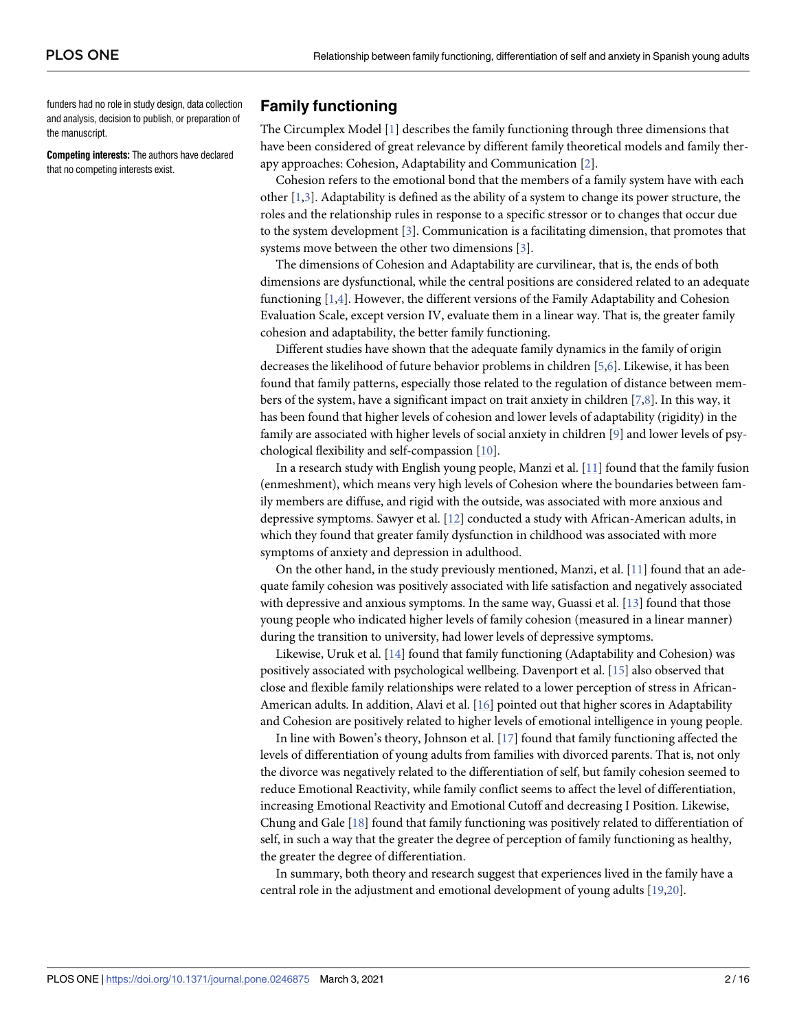funders had no role in study design, data collection and analysis, decision to publish, or preparation of the manuscript.

**Competing interests:** The authors have declared that no competing interests exist.

## Family functioning

The Circumplex Model [1] describes the family functioning through three dimensions that have been considered of great relevance by different family theoretical models and family therapy approaches: Cohesion, Adaptability and Communication [2].

Cohesion refers to the emotional bond that the members of a family system have with each other [1,3]. Adaptability is defined as the ability of a system to change its power structure, the roles and the relationship rules in response to a specific stressor or to changes that occur due to the system development [3]. Communication is a facilitating dimension, that promotes that systems move between the other two dimensions [3].

The dimensions of Cohesion and Adaptability are curvilinear, that is, the ends of both dimensions are dysfunctional, while the central positions are considered related to an adequate functioning [1,4]. However, the different versions of the Family Adaptability and Cohesion Evaluation Scale, except version IV, evaluate them in a linear way. That is, the greater family cohesion and adaptability, the better family functioning.

Different studies have shown that the adequate family dynamics in the family of origin decreases the likelihood of future behavior problems in children [5,6]. Likewise, it has been found that family patterns, especially those related to the regulation of distance between members of the system, have a significant impact on trait anxiety in children [7,8]. In this way, it has been found that higher levels of cohesion and lower levels of adaptability (rigidity) in the family are associated with higher levels of social anxiety in children [9] and lower levels of psychological flexibility and self-compassion [10].

In a research study with English young people, Manzi et al. [11] found that the family fusion (enmeshment), which means very high levels of Cohesion where the boundaries between family members are diffuse, and rigid with the outside, was associated with more anxious and depressive symptoms. Sawyer et al. [12] conducted a study with African-American adults, in which they found that greater family dysfunction in childhood was associated with more symptoms of anxiety and depression in adulthood.

On the other hand, in the study previously mentioned, Manzi, et al. [11] found that an adequate family cohesion was positively associated with life satisfaction and negatively associated with depressive and anxious symptoms. In the same way, Guassi et al. [13] found that those young people who indicated higher levels of family cohesion (measured in a linear manner) during the transition to university, had lower levels of depressive symptoms.

Likewise, Uruk et al. [14] found that family functioning (Adaptability and Cohesion) was positively associated with psychological wellbeing. Davenport et al. [15] also observed that close and flexible family relationships were related to a lower perception of stress in African-American adults. In addition, Alavi et al. [16] pointed out that higher scores in Adaptability and Cohesion are positively related to higher levels of emotional intelligence in young people.

In line with Bowen's theory, Johnson et al. [17] found that family functioning affected the levels of differentiation of young adults from families with divorced parents. That is, not only the divorce was negatively related to the differentiation of self, but family cohesion seemed to reduce Emotional Reactivity, while family conflict seems to affect the level of differentiation, increasing Emotional Reactivity and Emotional Cutoff and decreasing I Position. Likewise, Chung and Gale [18] found that family functioning was positively related to differentiation of self, in such a way that the greater the degree of perception of family functioning as healthy, the greater the degree of differentiation.

In summary, both theory and research suggest that experiences lived in the family have a central role in the adjustment and emotional development of young adults [19,20].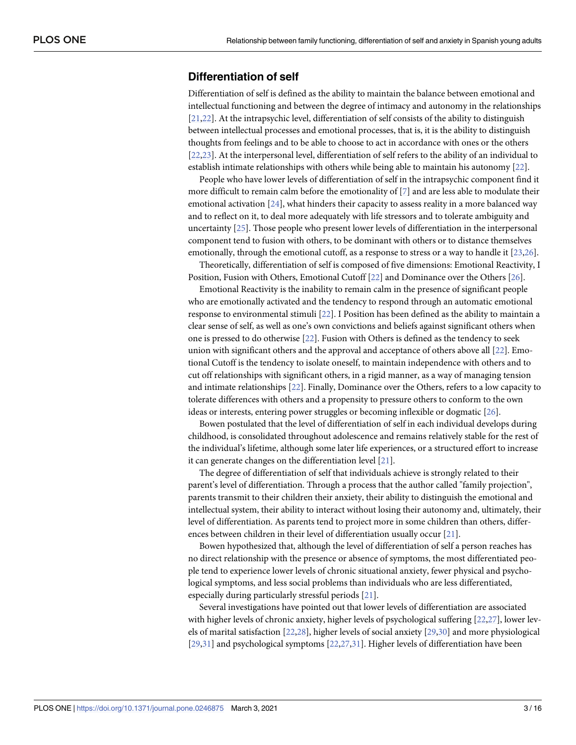## Differentiation of self

Differentiation of self is defined as the ability to maintain the balance between emotional and intellectual functioning and between the degree of intimacy and autonomy in the relationships [21,22]. At the intrapsychic level, differentiation of self consists of the ability to distinguish between intellectual processes and emotional processes, that is, it is the ability to distinguish thoughts from feelings and to be able to choose to act in accordance with ones or the others [22,23]. At the interpersonal level, differentiation of self refers to the ability of an individual to establish intimate relationships with others while being able to maintain his autonomy [22].

People who have lower levels of differentiation of self in the intrapsychic component find it more difficult to remain calm before the emotionality of [7] and are less able to modulate their emotional activation [24], what hinders their capacity to assess reality in a more balanced way and to reflect on it, to deal more adequately with life stressors and to tolerate ambiguity and uncertainty [25]. Those people who present lower levels of differentiation in the interpersonal component tend to fusion with others, to be dominant with others or to distance themselves emotionally, through the emotional cutoff, as a response to stress or a way to handle it [23,26].

Theoretically, differentiation of self is composed of five dimensions: Emotional Reactivity, I Position, Fusion with Others, Emotional Cutoff [22] and Dominance over the Others [26].

Emotional Reactivity is the inability to remain calm in the presence of significant people who are emotionally activated and the tendency to respond through an automatic emotional response to environmental stimuli [22]. I Position has been defined as the ability to maintain a clear sense of self, as well as one's own convictions and beliefs against significant others when one is pressed to do otherwise [22]. Fusion with Others is defined as the tendency to seek union with significant others and the approval and acceptance of others above all [22]. Emotional Cutoff is the tendency to isolate oneself, to maintain independence with others and to cut off relationships with significant others, in a rigid manner, as a way of managing tension and intimate relationships [22]. Finally, Dominance over the Others, refers to a low capacity to tolerate differences with others and a propensity to pressure others to conform to the own ideas or interests, entering power struggles or becoming inflexible or dogmatic [26].

Bowen postulated that the level of differentiation of self in each individual develops during childhood, is consolidated throughout adolescence and remains relatively stable for the rest of the individual's lifetime, although some later life experiences, or a structured effort to increase it can generate changes on the differentiation level [21].

The degree of differentiation of self that individuals achieve is strongly related to their parent's level of differentiation. Through a process that the author called "family projection", parents transmit to their children their anxiety, their ability to distinguish the emotional and intellectual system, their ability to interact without losing their autonomy and, ultimately, their level of differentiation. As parents tend to project more in some children than others, differences between children in their level of differentiation usually occur [21].

Bowen hypothesized that, although the level of differentiation of self a person reaches has no direct relationship with the presence or absence of symptoms, the most differentiated people tend to experience lower levels of chronic situational anxiety, fewer physical and psychological symptoms, and less social problems than individuals who are less differentiated, especially during particularly stressful periods [21].

Several investigations have pointed out that lower levels of differentiation are associated with higher levels of chronic anxiety, higher levels of psychological suffering [22,27], lower levels of marital satisfaction [22,28], higher levels of social anxiety [29,30] and more physiological [29,31] and psychological symptoms [22,27,31]. Higher levels of differentiation have been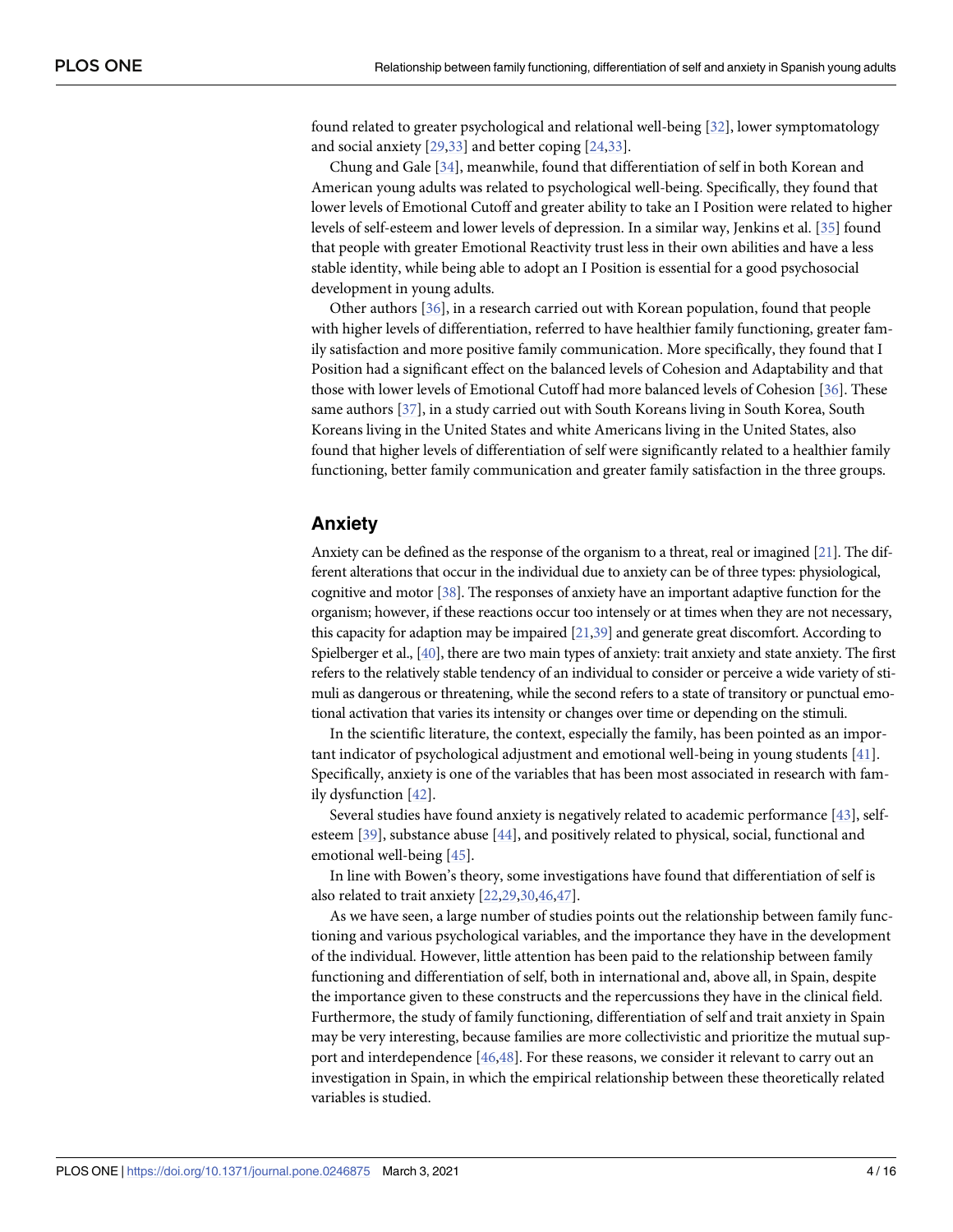found related to greater psychological and relational well-being [32], lower symptomatology and social anxiety [29,33] and better coping [24,33].

Chung and Gale [34], meanwhile, found that differentiation of self in both Korean and American young adults was related to psychological well-being. Specifically, they found that lower levels of Emotional Cutoff and greater ability to take an I Position were related to higher levels of self-esteem and lower levels of depression. In a similar way, Jenkins et al. [35] found that people with greater Emotional Reactivity trust less in their own abilities and have a less stable identity, while being able to adopt an I Position is essential for a good psychosocial development in young adults.

Other authors [36], in a research carried out with Korean population, found that people with higher levels of differentiation, referred to have healthier family functioning, greater family satisfaction and more positive family communication. More specifically, they found that I Position had a significant effect on the balanced levels of Cohesion and Adaptability and that those with lower levels of Emotional Cutoff had more balanced levels of Cohesion [36]. These same authors [37], in a study carried out with South Koreans living in South Korea, South Koreans living in the United States and white Americans living in the United States, also found that higher levels of differentiation of self were significantly related to a healthier family functioning, better family communication and greater family satisfaction in the three groups.

## Anxiety

Anxiety can be defined as the response of the organism to a threat, real or imagined [21]. The different alterations that occur in the individual due to anxiety can be of three types: physiological, cognitive and motor [38]. The responses of anxiety have an important adaptive function for the organism; however, if these reactions occur too intensely or at times when they are not necessary, this capacity for adaption may be impaired [21,39] and generate great discomfort. According to Spielberger et al., [40], there are two main types of anxiety: trait anxiety and state anxiety. The first refers to the relatively stable tendency of an individual to consider or perceive a wide variety of stimuli as dangerous or threatening, while the second refers to a state of transitory or punctual emotional activation that varies its intensity or changes over time or depending on the stimuli.

In the scientific literature, the context, especially the family, has been pointed as an important indicator of psychological adjustment and emotional well-being in young students [41]. Specifically, anxiety is one of the variables that has been most associated in research with family dysfunction [42].

Several studies have found anxiety is negatively related to academic performance [43], self-esteem [39], substance abuse [44], and positively related to physical, social, functional and emotional well-being [45].

In line with Bowen's theory, some investigations have found that differentiation of self is also related to trait anxiety [22,29,30,46,47].

As we have seen, a large number of studies points out the relationship between family functioning and various psychological variables, and the importance they have in the development of the individual. However, little attention has been paid to the relationship between family functioning and differentiation of self, both in international and, above all, in Spain, despite the importance given to these constructs and the repercussions they have in the clinical field. Furthermore, the study of family functioning, differentiation of self and trait anxiety in Spain may be very interesting, because families are more collectivistic and prioritize the mutual support and interdependence [46,48]. For these reasons, we consider it relevant to carry out an investigation in Spain, in which the empirical relationship between these theoretically related variables is studied.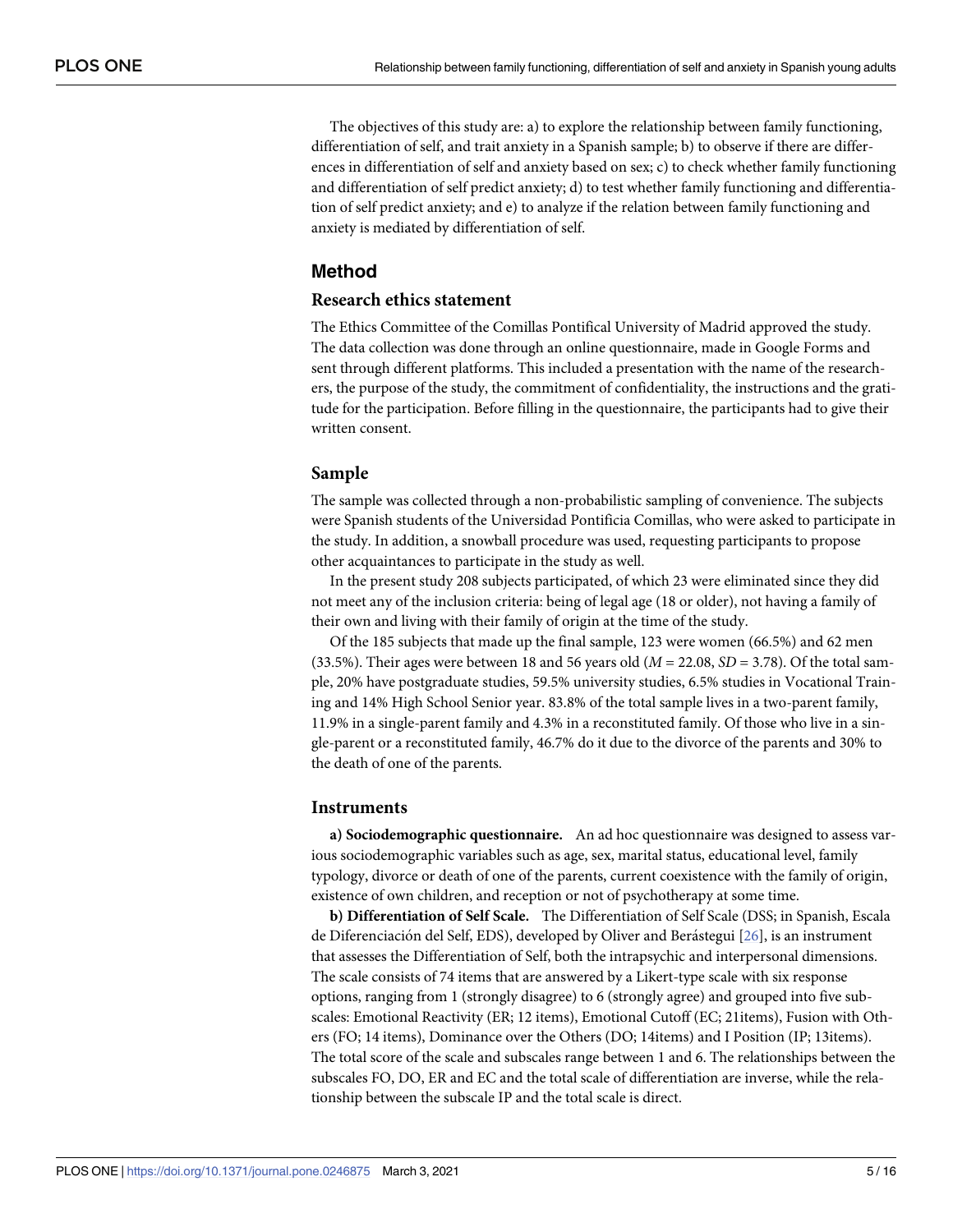The objectives of this study are: a) to explore the relationship between family functioning, differentiation of self, and trait anxiety in a Spanish sample; b) to observe if there are differences in differentiation of self and anxiety based on sex; c) to check whether family functioning and differentiation of self predict anxiety; d) to test whether family functioning and differentiation of self predict anxiety; and e) to analyze if the relation between family functioning and anxiety is mediated by differentiation of self.

## Method

### Research ethics statement

The Ethics Committee of the Comillas Pontifical University of Madrid approved the study. The data collection was done through an online questionnaire, made in Google Forms and sent through different platforms. This included a presentation with the name of the researchers, the purpose of the study, the commitment of confidentiality, the instructions and the gratitude for the participation. Before filling in the questionnaire, the participants had to give their written consent.

### Sample

The sample was collected through a non-probabilistic sampling of convenience. The subjects were Spanish students of the Universidad Pontificia Comillas, who were asked to participate in the study. In addition, a snowball procedure was used, requesting participants to propose other acquaintances to participate in the study as well.

In the present study 208 subjects participated, of which 23 were eliminated since they did not meet any of the inclusion criteria: being of legal age (18 or older), not having a family of their own and living with their family of origin at the time of the study.

Of the 185 subjects that made up the final sample, 123 were women (66.5%) and 62 men (33.5%). Their ages were between 18 and 56 years old ($M$ = 22.08, $SD$ = 3.78). Of the total sample, 20% have postgraduate studies, 59.5% university studies, 6.5% studies in Vocational Training and 14% High School Senior year. 83.8% of the total sample lives in a two-parent family, 11.9% in a single-parent family and 4.3% in a reconstituted family. Of those who live in a single-parent or a reconstituted family, 46.7% do it due to the divorce of the parents and 30% to the death of one of the parents.

### Instruments

**a) Sociodemographic questionnaire.** An ad hoc questionnaire was designed to assess various sociodemographic variables such as age, sex, marital status, educational level, family typology, divorce or death of one of the parents, current coexistence with the family of origin, existence of own children, and reception or not of psychotherapy at some time.

**b) Differentiation of Self Scale.** The Differentiation of Self Scale (DSS; in Spanish, Escala de Diferenciación del Self, EDS), developed by Oliver and Berástegui [26], is an instrument that assesses the Differentiation of Self, both the intrapsychic and interpersonal dimensions. The scale consists of 74 items that are answered by a Likert-type scale with six response options, ranging from 1 (strongly disagree) to 6 (strongly agree) and grouped into five subscales: Emotional Reactivity (ER; 12 items), Emotional Cutoff (EC; 21items), Fusion with Others (FO; 14 items), Dominance over the Others (DO; 14items) and I Position (IP; 13items). The total score of the scale and subscales range between 1 and 6. The relationships between the subscales FO, DO, ER and EC and the total scale of differentiation are inverse, while the relationship between the subscale IP and the total scale is direct.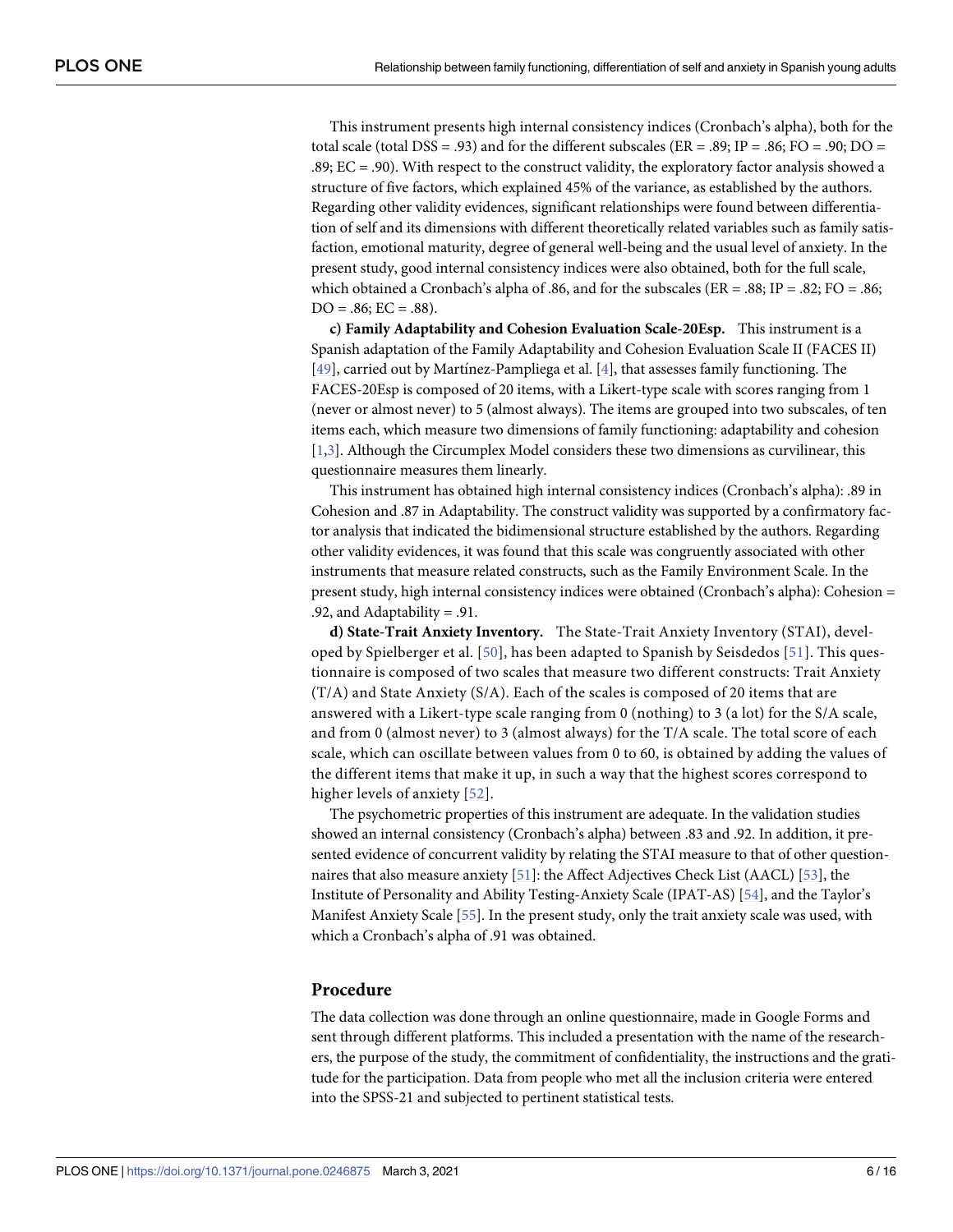This instrument presents high internal consistency indices (Cronbach's alpha), both for the total scale (total DSS = .93) and for the different subscales (ER = .89; IP = .86; FO = .90; DO = .89; EC = .90). With respect to the construct validity, the exploratory factor analysis showed a structure of five factors, which explained 45% of the variance, as established by the authors. Regarding other validity evidences, significant relationships were found between differentiation of self and its dimensions with different theoretically related variables such as family satisfaction, emotional maturity, degree of general well-being and the usual level of anxiety. In the present study, good internal consistency indices were also obtained, both for the full scale, which obtained a Cronbach's alpha of .86, and for the subscales (ER = .88; IP = .82; FO = .86; DO = .86; EC = .88).

**c) Family Adaptability and Cohesion Evaluation Scale-20Esp.** This instrument is a Spanish adaptation of the Family Adaptability and Cohesion Evaluation Scale II (FACES II) [49], carried out by Martínez-Pampliega et al. [4], that assesses family functioning. The FACES-20Esp is composed of 20 items, with a Likert-type scale with scores ranging from 1 (never or almost never) to 5 (almost always). The items are grouped into two subscales, of ten items each, which measure two dimensions of family functioning: adaptability and cohesion [1,3]. Although the Circumplex Model considers these two dimensions as curvilinear, this questionnaire measures them linearly.

This instrument has obtained high internal consistency indices (Cronbach's alpha): .89 in Cohesion and .87 in Adaptability. The construct validity was supported by a confirmatory factor analysis that indicated the bidimensional structure established by the authors. Regarding other validity evidences, it was found that this scale was congruently associated with other instruments that measure related constructs, such as the Family Environment Scale. In the present study, high internal consistency indices were obtained (Cronbach's alpha): Cohesion = .92, and Adaptability = .91.

**d) State-Trait Anxiety Inventory.** The State-Trait Anxiety Inventory (STAI), developed by Spielberger et al. [50], has been adapted to Spanish by Seisdedos [51]. This questionnaire is composed of two scales that measure two different constructs: Trait Anxiety (T/A) and State Anxiety (S/A). Each of the scales is composed of 20 items that are answered with a Likert-type scale ranging from 0 (nothing) to 3 (a lot) for the S/A scale, and from 0 (almost never) to 3 (almost always) for the T/A scale. The total score of each scale, which can oscillate between values from 0 to 60, is obtained by adding the values of the different items that make it up, in such a way that the highest scores correspond to higher levels of anxiety [52].

The psychometric properties of this instrument are adequate. In the validation studies showed an internal consistency (Cronbach's alpha) between .83 and .92. In addition, it presented evidence of concurrent validity by relating the STAI measure to that of other questionnaires that also measure anxiety [51]: the Affect Adjectives Check List (AACL) [53], the Institute of Personality and Ability Testing-Anxiety Scale (IPAT-AS) [54], and the Taylor's Manifest Anxiety Scale [55]. In the present study, only the trait anxiety scale was used, with which a Cronbach's alpha of .91 was obtained.

## Procedure

The data collection was done through an online questionnaire, made in Google Forms and sent through different platforms. This included a presentation with the name of the researchers, the purpose of the study, the commitment of confidentiality, the instructions and the gratitude for the participation. Data from people who met all the inclusion criteria were entered into the SPSS-21 and subjected to pertinent statistical tests.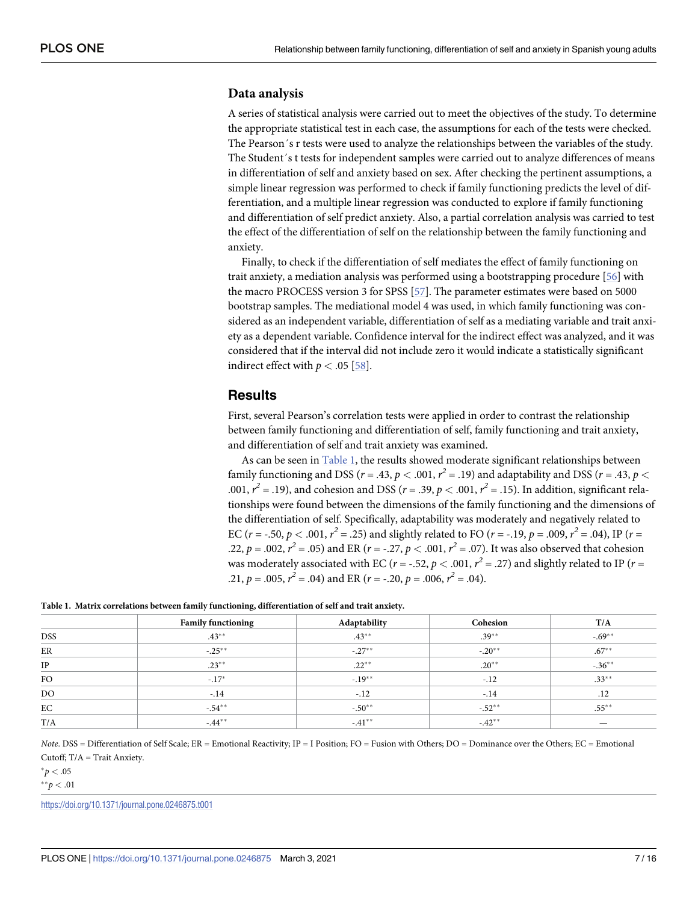## Data analysis

A series of statistical analysis were carried out to meet the objectives of the study. To determine the appropriate statistical test in each case, the assumptions for each of the tests were checked. The Pearson´s r tests were used to analyze the relationships between the variables of the study. The Student´s t tests for independent samples were carried out to analyze differences of means in differentiation of self and anxiety based on sex. After checking the pertinent assumptions, a simple linear regression was performed to check if family functioning predicts the level of differentiation, and a multiple linear regression was conducted to explore if family functioning and differentiation of self predict anxiety. Also, a partial correlation analysis was carried to test the effect of the differentiation of self on the relationship between the family functioning and anxiety.

Finally, to check if the differentiation of self mediates the effect of family functioning on trait anxiety, a mediation analysis was performed using a bootstrapping procedure [56] with the macro PROCESS version 3 for SPSS [57]. The parameter estimates were based on 5000 bootstrap samples. The mediational model 4 was used, in which family functioning was considered as an independent variable, differentiation of self as a mediating variable and trait anxiety as a dependent variable. Confidence interval for the indirect effect was analyzed, and it was considered that if the interval did not include zero it would indicate a statistically significant indirect effect with $p < .05$ [58].

## Results

First, several Pearson's correlation tests were applied in order to contrast the relationship between family functioning and differentiation of self, family functioning and trait anxiety, and differentiation of self and trait anxiety was examined.

As can be seen in Table 1, the results showed moderate significant relationships between family functioning and DSS ($r = .43$, $p < .001$, $r^2 = .19$) and adaptability and DSS ($r = .43$, $p < .001$, $r^2 = .19$), and cohesion and DSS ($r = .39$, $p < .001$, $r^2 = .15$). In addition, significant relationships were found between the dimensions of the family functioning and the dimensions of the differentiation of self. Specifically, adaptability was moderately and negatively related to EC ($r = -.50$, $p < .001$, $r^2 = .25$) and slightly related to FO ($r = -.19$, $p = .009$, $r^2 = .04$), IP ($r = .22$, $p = .002$, $r^2 = .05$) and ER ($r = -.27$, $p < .001$, $r^2 = .07$). It was also observed that cohesion was moderately associated with EC ($r = -.52$, $p < .001$, $r^2 = .27$) and slightly related to IP ($r = .21$, $p = .005$, $r^2 = .04$) and ER ($r = -.20$, $p = .006$, $r^2 = .04$).

**Table 1. Matrix correlations between family functioning, differentiation of self and trait anxiety.**

| | Family functioning | Adaptability | Cohesion | T/A |
|---|---|---|---|---|
| DSS | .43** | .43** | .39** | -.69** |
| ER | -.25** | -.27** | -.20** | .67** |
| IP | .23** | .22** | .20** | -.36** |
| FO | -.17* | -.19** | -.12 | .33** |
| DO | -.14 | -.12 | -.14 | .12 |
| EC | -.54** | -.50** | -.52** | .55** |
| T/A | -.44** | -.41** | -.42** | — |

*Note*. DSS = Differentiation of Self Scale; ER = Emotional Reactivity; IP = I Position; FO = Fusion with Others; DO = Dominance over the Others; EC = Emotional Cutoff; T/A = Trait Anxiety.

*$p < .05$

**$p < .01$

https://doi.org/10.1371/journal.pone.0246875.t001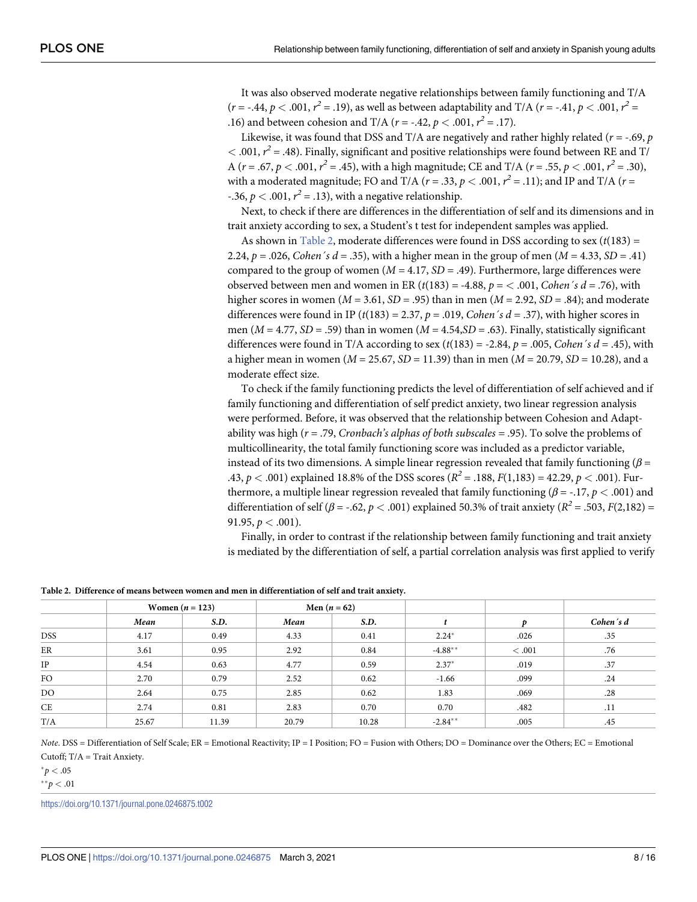It was also observed moderate negative relationships between family functioning and T/A ($r$ = -.44, $p$ < .001, $r^2$ = .19), as well as between adaptability and T/A ($r$ = -.41, $p$ < .001, $r^2$ = .16) and between cohesion and T/A ($r$ = -.42, $p$ < .001, $r^2$ = .17).

Likewise, it was found that DSS and T/A are negatively and rather highly related ($r$ = -.69, $p$ < .001, $r^2$ = .48). Finally, significant and positive relationships were found between RE and T/A ($r$ = .67, $p$ < .001, $r^2$ = .45), with a high magnitude; CE and T/A ($r$ = .55, $p$ < .001, $r^2$ = .30), with a moderated magnitude; FO and T/A ($r$ = .33, $p$ < .001, $r^2$ = .11); and IP and T/A ($r$ = -.36, $p$ < .001, $r^2$ = .13), with a negative relationship.

Next, to check if there are differences in the differentiation of self and its dimensions and in trait anxiety according to sex, a Student's t test for independent samples was applied.

As shown in Table 2, moderate differences were found in DSS according to sex ($t$(183) = 2.24, $p$ = .026, *Cohen´s d* = .35), with a higher mean in the group of men ($M$ = 4.33, $SD$ = .41) compared to the group of women ($M$ = 4.17, $SD$ = .49). Furthermore, large differences were observed between men and women in ER ($t$(183) = -4.88, $p$ = < .001, *Cohen´s d* = .76), with higher scores in women ($M$ = 3.61, $SD$ = .95) than in men ($M$ = 2.92, $SD$ = .84); and moderate differences were found in IP ($t$(183) = 2.37, $p$ = .019, *Cohen´s d* = .37), with higher scores in men ($M$ = 4.77, $SD$ = .59) than in women ($M$ = 4.54, $SD$ = .63). Finally, statistically significant differences were found in T/A according to sex ($t$(183) = -2.84, $p$ = .005, *Cohen´s d* = .45), with a higher mean in women ($M$ = 25.67, $SD$ = 11.39) than in men ($M$ = 20.79, $SD$ = 10.28), and a moderate effect size.

To check if the family functioning predicts the level of differentiation of self achieved and if family functioning and differentiation of self predict anxiety, two linear regression analysis were performed. Before, it was observed that the relationship between Cohesion and Adaptability was high ($r$ = .79, *Cronbach's alphas of both subscales* = .95). To solve the problems of multicollinearity, the total family functioning score was included as a predictor variable, instead of its two dimensions. A simple linear regression revealed that family functioning ($\beta$ = .43, $p$ < .001) explained 18.8% of the DSS scores ($R^2$ = .188, $F$(1,183) = 42.29, $p$ < .001). Furthermore, a multiple linear regression revealed that family functioning ($\beta$ = -.17, $p$ < .001) and differentiation of self ($\beta$ = -.62, $p$ < .001) explained 50.3% of trait anxiety ($R^2$ = .503, $F$(2,182) = 91.95, $p$ < .001).

Finally, in order to contrast if the relationship between family functioning and trait anxiety is mediated by the differentiation of self, a partial correlation analysis was first applied to verify

**Table 2. Difference of means between women and men in differentiation of self and trait anxiety.**

| | Women ($n$ = 123) | | Men ($n$ = 62) | | | | |
|---|---|---|---|---|---|---|---|
| | *Mean* | *S.D.* | *Mean* | *S.D.* | *t* | *p* | *Cohen´s d* |
| DSS | 4.17 | 0.49 | 4.33 | 0.41 | 2.24* | .026 | .35 |
| ER | 3.61 | 0.95 | 2.92 | 0.84 | -4.88** | < .001 | .76 |
| IP | 4.54 | 0.63 | 4.77 | 0.59 | 2.37* | .019 | .37 |
| FO | 2.70 | 0.79 | 2.52 | 0.62 | -1.66 | .099 | .24 |
| DO | 2.64 | 0.75 | 2.85 | 0.62 | 1.83 | .069 | .28 |
| CE | 2.74 | 0.81 | 2.83 | 0.70 | 0.70 | .482 | .11 |
| T/A | 25.67 | 11.39 | 20.79 | 10.28 | -2.84** | .005 | .45 |

*Note*. DSS = Differentiation of Self Scale; ER = Emotional Reactivity; IP = I Position; FO = Fusion with Others; DO = Dominance over the Others; EC = Emotional Cutoff; T/A = Trait Anxiety.

*$p$ < .05

**$p$ < .01

https://doi.org/10.1371/journal.pone.0246875.t002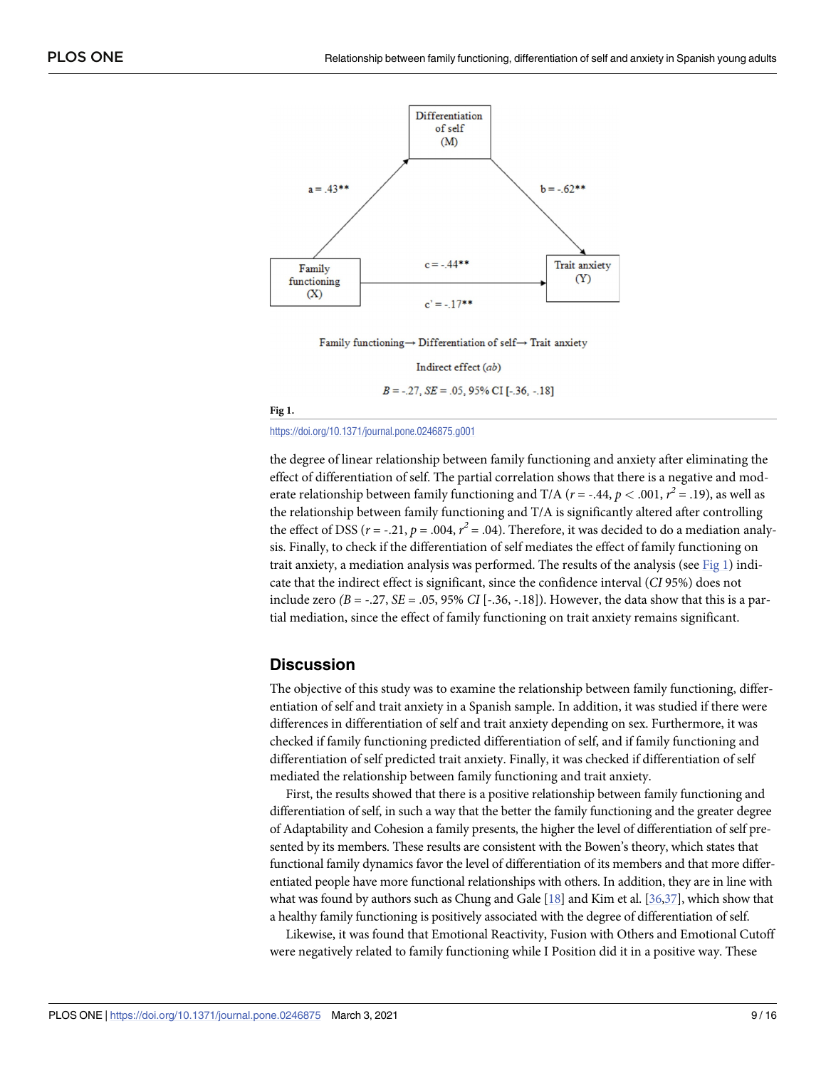Differentiation of self (M)

a = .43**

b = -.62**

Family functioning (X)

c = -.44**

c' = -.17**

Trait anxiety (Y)

Family functioning→ Differentiation of self→ Trait anxiety

Indirect effect (*ab*)

*B* = -.27, *SE* = .05, 95% CI [-.36, -.18]

**Fig 1.**

https://doi.org/10.1371/journal.pone.0246875.g001

the degree of linear relationship between family functioning and anxiety after eliminating the effect of differentiation of self. The partial correlation shows that there is a negative and moderate relationship between family functioning and T/A ($r$ = -.44, $p < .001$, $r^2 = .19$), as well as the relationship between family functioning and T/A is significantly altered after controlling the effect of DSS ($r$ = -.21, $p$ = .004, $r^2 = .04$). Therefore, it was decided to do a mediation analysis. Finally, to check if the differentiation of self mediates the effect of family functioning on trait anxiety, a mediation analysis was performed. The results of the analysis (see Fig 1) indicate that the indirect effect is significant, since the confidence interval (*CI* 95%) does not include zero *(B* = -.27, *SE* = .05, 95% *CI* [-.36, -.18]). However, the data show that this is a partial mediation, since the effect of family functioning on trait anxiety remains significant.

## Discussion

The objective of this study was to examine the relationship between family functioning, differentiation of self and trait anxiety in a Spanish sample. In addition, it was studied if there were differences in differentiation of self and trait anxiety depending on sex. Furthermore, it was checked if family functioning predicted differentiation of self, and if family functioning and differentiation of self predicted trait anxiety. Finally, it was checked if differentiation of self mediated the relationship between family functioning and trait anxiety.

First, the results showed that there is a positive relationship between family functioning and differentiation of self, in such a way that the better the family functioning and the greater degree of Adaptability and Cohesion a family presents, the higher the level of differentiation of self presented by its members. These results are consistent with the Bowen's theory, which states that functional family dynamics favor the level of differentiation of its members and that more differentiated people have more functional relationships with others. In addition, they are in line with what was found by authors such as Chung and Gale [18] and Kim et al. [36,37], which show that a healthy family functioning is positively associated with the degree of differentiation of self.

Likewise, it was found that Emotional Reactivity, Fusion with Others and Emotional Cutoff were negatively related to family functioning while I Position did it in a positive way. These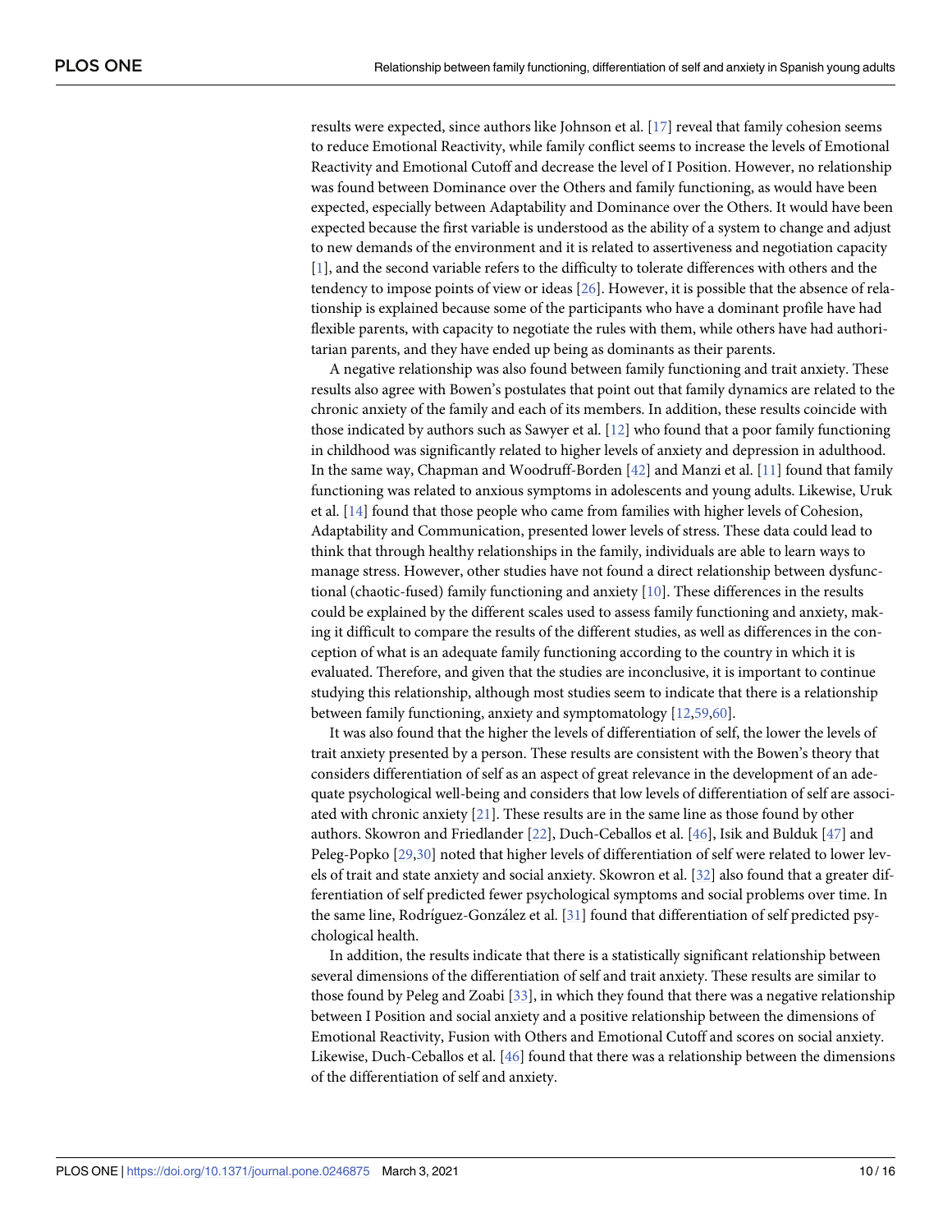results were expected, since authors like Johnson et al. [17] reveal that family cohesion seems to reduce Emotional Reactivity, while family conflict seems to increase the levels of Emotional Reactivity and Emotional Cutoff and decrease the level of I Position. However, no relationship was found between Dominance over the Others and family functioning, as would have been expected, especially between Adaptability and Dominance over the Others. It would have been expected because the first variable is understood as the ability of a system to change and adjust to new demands of the environment and it is related to assertiveness and negotiation capacity [1], and the second variable refers to the difficulty to tolerate differences with others and the tendency to impose points of view or ideas [26]. However, it is possible that the absence of relationship is explained because some of the participants who have a dominant profile have had flexible parents, with capacity to negotiate the rules with them, while others have had authoritarian parents, and they have ended up being as dominants as their parents.

A negative relationship was also found between family functioning and trait anxiety. These results also agree with Bowen's postulates that point out that family dynamics are related to the chronic anxiety of the family and each of its members. In addition, these results coincide with those indicated by authors such as Sawyer et al. [12] who found that a poor family functioning in childhood was significantly related to higher levels of anxiety and depression in adulthood. In the same way, Chapman and Woodruff-Borden [42] and Manzi et al. [11] found that family functioning was related to anxious symptoms in adolescents and young adults. Likewise, Uruk et al. [14] found that those people who came from families with higher levels of Cohesion, Adaptability and Communication, presented lower levels of stress. These data could lead to think that through healthy relationships in the family, individuals are able to learn ways to manage stress. However, other studies have not found a direct relationship between dysfunctional (chaotic-fused) family functioning and anxiety [10]. These differences in the results could be explained by the different scales used to assess family functioning and anxiety, making it difficult to compare the results of the different studies, as well as differences in the conception of what is an adequate family functioning according to the country in which it is evaluated. Therefore, and given that the studies are inconclusive, it is important to continue studying this relationship, although most studies seem to indicate that there is a relationship between family functioning, anxiety and symptomatology [12,59,60].

It was also found that the higher the levels of differentiation of self, the lower the levels of trait anxiety presented by a person. These results are consistent with the Bowen's theory that considers differentiation of self as an aspect of great relevance in the development of an adequate psychological well-being and considers that low levels of differentiation of self are associated with chronic anxiety [21]. These results are in the same line as those found by other authors. Skowron and Friedlander [22], Duch-Ceballos et al. [46], Isik and Bulduk [47] and Peleg-Popko [29,30] noted that higher levels of differentiation of self were related to lower levels of trait and state anxiety and social anxiety. Skowron et al. [32] also found that a greater differentiation of self predicted fewer psychological symptoms and social problems over time. In the same line, Rodríguez-González et al. [31] found that differentiation of self predicted psychological health.

In addition, the results indicate that there is a statistically significant relationship between several dimensions of the differentiation of self and trait anxiety. These results are similar to those found by Peleg and Zoabi [33], in which they found that there was a negative relationship between I Position and social anxiety and a positive relationship between the dimensions of Emotional Reactivity, Fusion with Others and Emotional Cutoff and scores on social anxiety. Likewise, Duch-Ceballos et al. [46] found that there was a relationship between the dimensions of the differentiation of self and anxiety.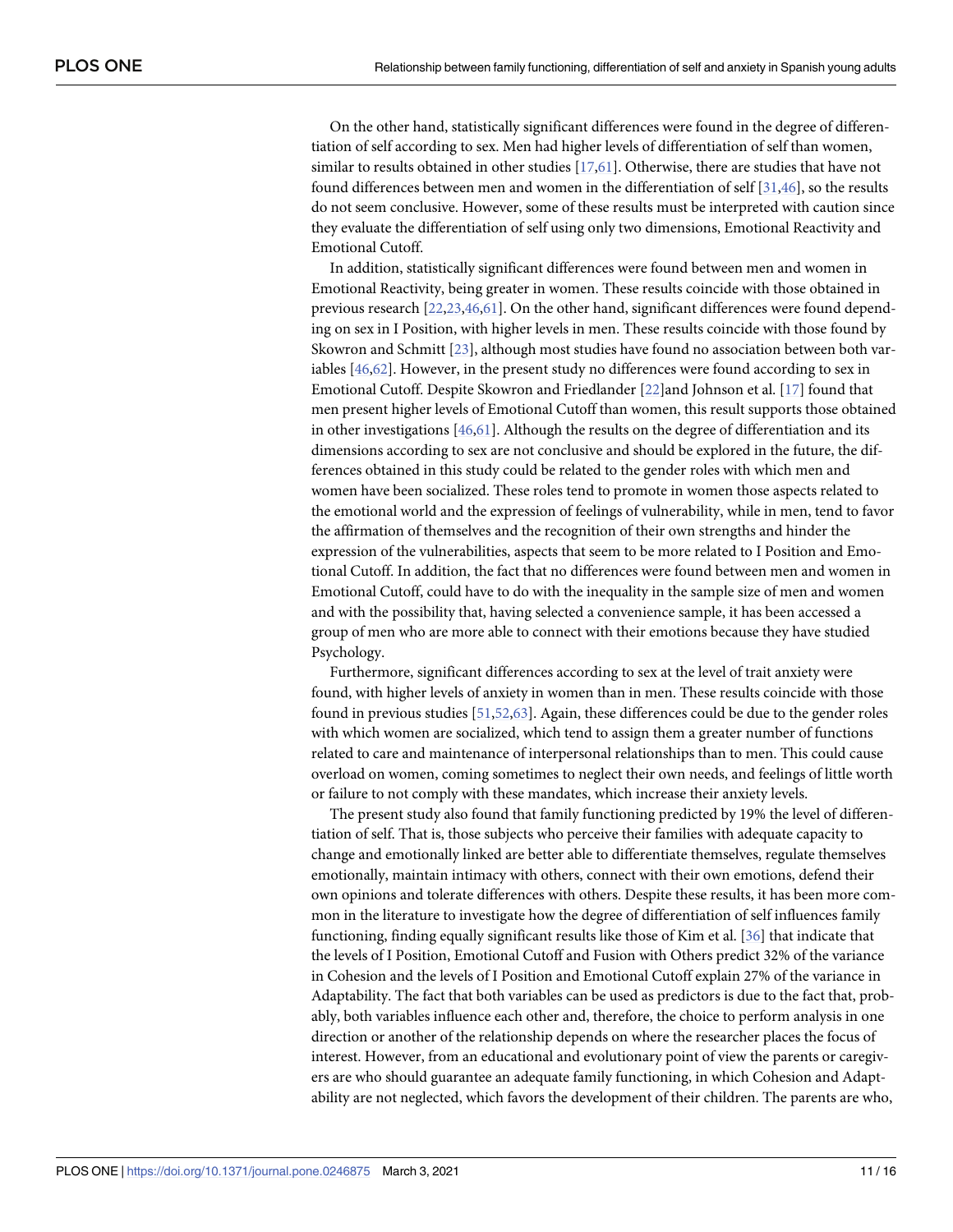On the other hand, statistically significant differences were found in the degree of differentiation of self according to sex. Men had higher levels of differentiation of self than women, similar to results obtained in other studies [17,61]. Otherwise, there are studies that have not found differences between men and women in the differentiation of self [31,46], so the results do not seem conclusive. However, some of these results must be interpreted with caution since they evaluate the differentiation of self using only two dimensions, Emotional Reactivity and Emotional Cutoff.

In addition, statistically significant differences were found between men and women in Emotional Reactivity, being greater in women. These results coincide with those obtained in previous research [22,23,46,61]. On the other hand, significant differences were found depending on sex in I Position, with higher levels in men. These results coincide with those found by Skowron and Schmitt [23], although most studies have found no association between both variables [46,62]. However, in the present study no differences were found according to sex in Emotional Cutoff. Despite Skowron and Friedlander [22]and Johnson et al. [17] found that men present higher levels of Emotional Cutoff than women, this result supports those obtained in other investigations [46,61]. Although the results on the degree of differentiation and its dimensions according to sex are not conclusive and should be explored in the future, the differences obtained in this study could be related to the gender roles with which men and women have been socialized. These roles tend to promote in women those aspects related to the emotional world and the expression of feelings of vulnerability, while in men, tend to favor the affirmation of themselves and the recognition of their own strengths and hinder the expression of the vulnerabilities, aspects that seem to be more related to I Position and Emotional Cutoff. In addition, the fact that no differences were found between men and women in Emotional Cutoff, could have to do with the inequality in the sample size of men and women and with the possibility that, having selected a convenience sample, it has been accessed a group of men who are more able to connect with their emotions because they have studied Psychology.

Furthermore, significant differences according to sex at the level of trait anxiety were found, with higher levels of anxiety in women than in men. These results coincide with those found in previous studies [51,52,63]. Again, these differences could be due to the gender roles with which women are socialized, which tend to assign them a greater number of functions related to care and maintenance of interpersonal relationships than to men. This could cause overload on women, coming sometimes to neglect their own needs, and feelings of little worth or failure to not comply with these mandates, which increase their anxiety levels.

The present study also found that family functioning predicted by 19% the level of differentiation of self. That is, those subjects who perceive their families with adequate capacity to change and emotionally linked are better able to differentiate themselves, regulate themselves emotionally, maintain intimacy with others, connect with their own emotions, defend their own opinions and tolerate differences with others. Despite these results, it has been more common in the literature to investigate how the degree of differentiation of self influences family functioning, finding equally significant results like those of Kim et al. [36] that indicate that the levels of I Position, Emotional Cutoff and Fusion with Others predict 32% of the variance in Cohesion and the levels of I Position and Emotional Cutoff explain 27% of the variance in Adaptability. The fact that both variables can be used as predictors is due to the fact that, probably, both variables influence each other and, therefore, the choice to perform analysis in one direction or another of the relationship depends on where the researcher places the focus of interest. However, from an educational and evolutionary point of view the parents or caregivers are who should guarantee an adequate family functioning, in which Cohesion and Adaptability are not neglected, which favors the development of their children. The parents are who,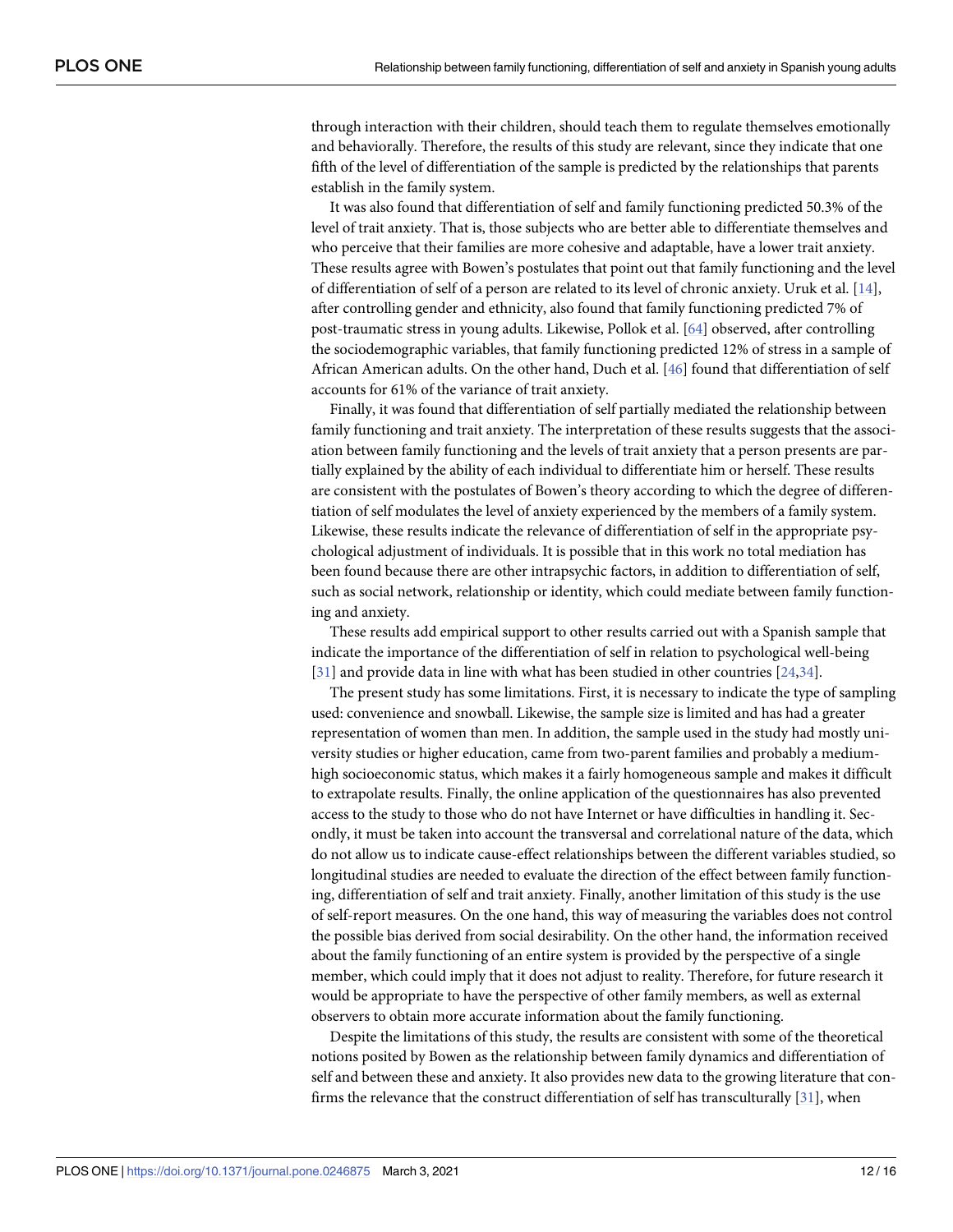through interaction with their children, should teach them to regulate themselves emotionally and behaviorally. Therefore, the results of this study are relevant, since they indicate that one fifth of the level of differentiation of the sample is predicted by the relationships that parents establish in the family system.

It was also found that differentiation of self and family functioning predicted 50.3% of the level of trait anxiety. That is, those subjects who are better able to differentiate themselves and who perceive that their families are more cohesive and adaptable, have a lower trait anxiety. These results agree with Bowen's postulates that point out that family functioning and the level of differentiation of self of a person are related to its level of chronic anxiety. Uruk et al. [14], after controlling gender and ethnicity, also found that family functioning predicted 7% of post-traumatic stress in young adults. Likewise, Pollok et al. [64] observed, after controlling the sociodemographic variables, that family functioning predicted 12% of stress in a sample of African American adults. On the other hand, Duch et al. [46] found that differentiation of self accounts for 61% of the variance of trait anxiety.

Finally, it was found that differentiation of self partially mediated the relationship between family functioning and trait anxiety. The interpretation of these results suggests that the association between family functioning and the levels of trait anxiety that a person presents are partially explained by the ability of each individual to differentiate him or herself. These results are consistent with the postulates of Bowen's theory according to which the degree of differentiation of self modulates the level of anxiety experienced by the members of a family system. Likewise, these results indicate the relevance of differentiation of self in the appropriate psychological adjustment of individuals. It is possible that in this work no total mediation has been found because there are other intrapsychic factors, in addition to differentiation of self, such as social network, relationship or identity, which could mediate between family functioning and anxiety.

These results add empirical support to other results carried out with a Spanish sample that indicate the importance of the differentiation of self in relation to psychological well-being [31] and provide data in line with what has been studied in other countries [24,34].

The present study has some limitations. First, it is necessary to indicate the type of sampling used: convenience and snowball. Likewise, the sample size is limited and has had a greater representation of women than men. In addition, the sample used in the study had mostly university studies or higher education, came from two-parent families and probably a medium-high socioeconomic status, which makes it a fairly homogeneous sample and makes it difficult to extrapolate results. Finally, the online application of the questionnaires has also prevented access to the study to those who do not have Internet or have difficulties in handling it. Secondly, it must be taken into account the transversal and correlational nature of the data, which do not allow us to indicate cause-effect relationships between the different variables studied, so longitudinal studies are needed to evaluate the direction of the effect between family functioning, differentiation of self and trait anxiety. Finally, another limitation of this study is the use of self-report measures. On the one hand, this way of measuring the variables does not control the possible bias derived from social desirability. On the other hand, the information received about the family functioning of an entire system is provided by the perspective of a single member, which could imply that it does not adjust to reality. Therefore, for future research it would be appropriate to have the perspective of other family members, as well as external observers to obtain more accurate information about the family functioning.

Despite the limitations of this study, the results are consistent with some of the theoretical notions posited by Bowen as the relationship between family dynamics and differentiation of self and between these and anxiety. It also provides new data to the growing literature that confirms the relevance that the construct differentiation of self has transculturally [31], when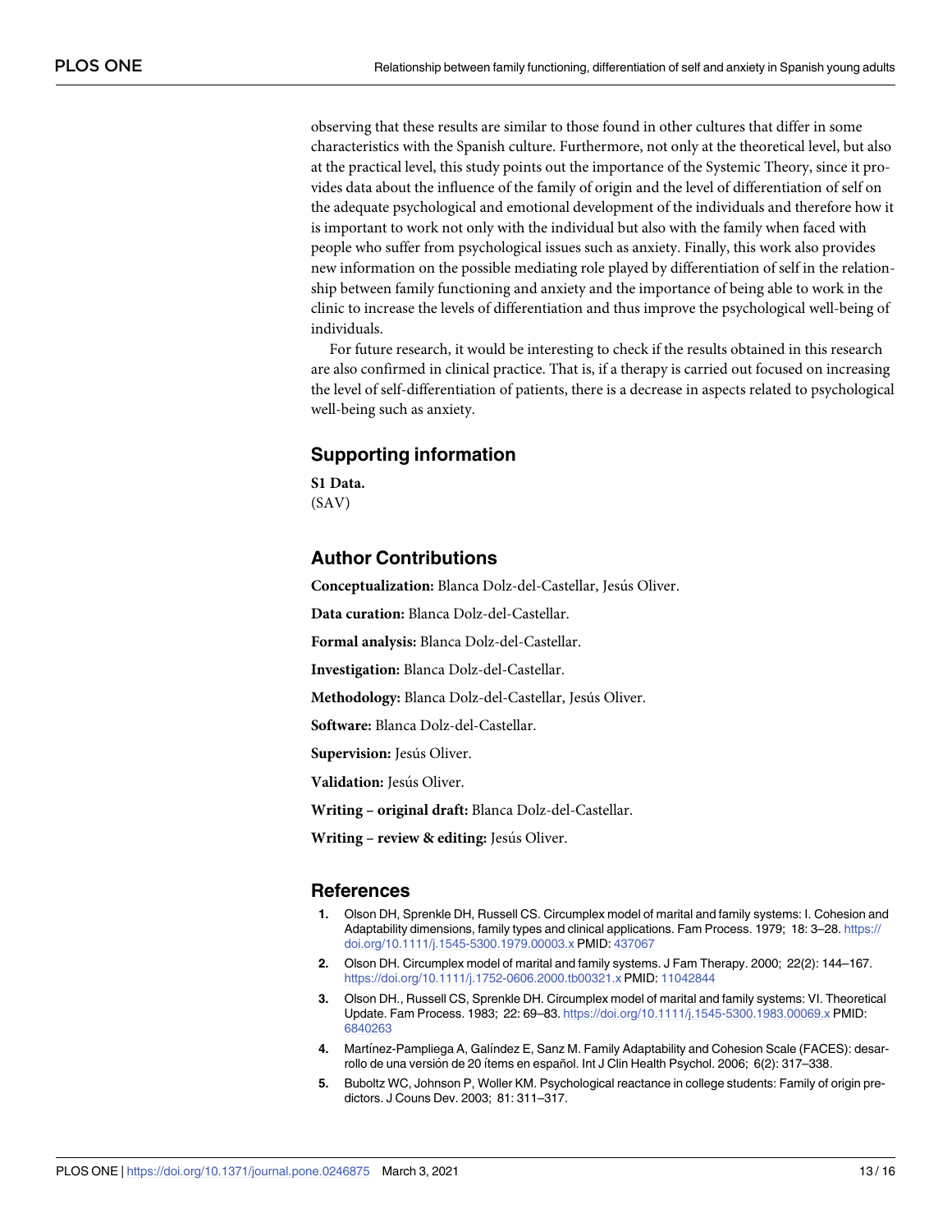observing that these results are similar to those found in other cultures that differ in some characteristics with the Spanish culture. Furthermore, not only at the theoretical level, but also at the practical level, this study points out the importance of the Systemic Theory, since it provides data about the influence of the family of origin and the level of differentiation of self on the adequate psychological and emotional development of the individuals and therefore how it is important to work not only with the individual but also with the family when faced with people who suffer from psychological issues such as anxiety. Finally, this work also provides new information on the possible mediating role played by differentiation of self in the relationship between family functioning and anxiety and the importance of being able to work in the clinic to increase the levels of differentiation and thus improve the psychological well-being of individuals.

For future research, it would be interesting to check if the results obtained in this research are also confirmed in clinical practice. That is, if a therapy is carried out focused on increasing the level of self-differentiation of patients, there is a decrease in aspects related to psychological well-being such as anxiety.

## Supporting information

**S1 Data.**
(SAV)

## Author Contributions

**Conceptualization:** Blanca Dolz-del-Castellar, Jesús Oliver.

**Data curation:** Blanca Dolz-del-Castellar.

**Formal analysis:** Blanca Dolz-del-Castellar.

**Investigation:** Blanca Dolz-del-Castellar.

**Methodology:** Blanca Dolz-del-Castellar, Jesús Oliver.

**Software:** Blanca Dolz-del-Castellar.

**Supervision:** Jesús Oliver.

**Validation:** Jesús Oliver.

**Writing – original draft:** Blanca Dolz-del-Castellar.

**Writing – review & editing:** Jesús Oliver.

## References

1. Olson DH, Sprenkle DH, Russell CS. Circumplex model of marital and family systems: I. Cohesion and Adaptability dimensions, family types and clinical applications. Fam Process. 1979; 18: 3–28. https://doi.org/10.1111/j.1545-5300.1979.00003.x PMID: 437067
2. Olson DH. Circumplex model of marital and family systems. J Fam Therapy. 2000; 22(2): 144–167. https://doi.org/10.1111/j.1752-0606.2000.tb00321.x PMID: 11042844
3. Olson DH., Russell CS, Sprenkle DH. Circumplex model of marital and family systems: VI. Theoretical Update. Fam Process. 1983; 22: 69–83. https://doi.org/10.1111/j.1545-5300.1983.00069.x PMID: 6840263
4. Martínez-Pampliega A, Galíndez E, Sanz M. Family Adaptability and Cohesion Scale (FACES): desarrollo de una versión de 20 ítems en español. Int J Clin Health Psychol. 2006; 6(2): 317–338.
5. Buboltz WC, Johnson P, Woller KM. Psychological reactance in college students: Family of origin predictors. J Couns Dev. 2003; 81: 311–317.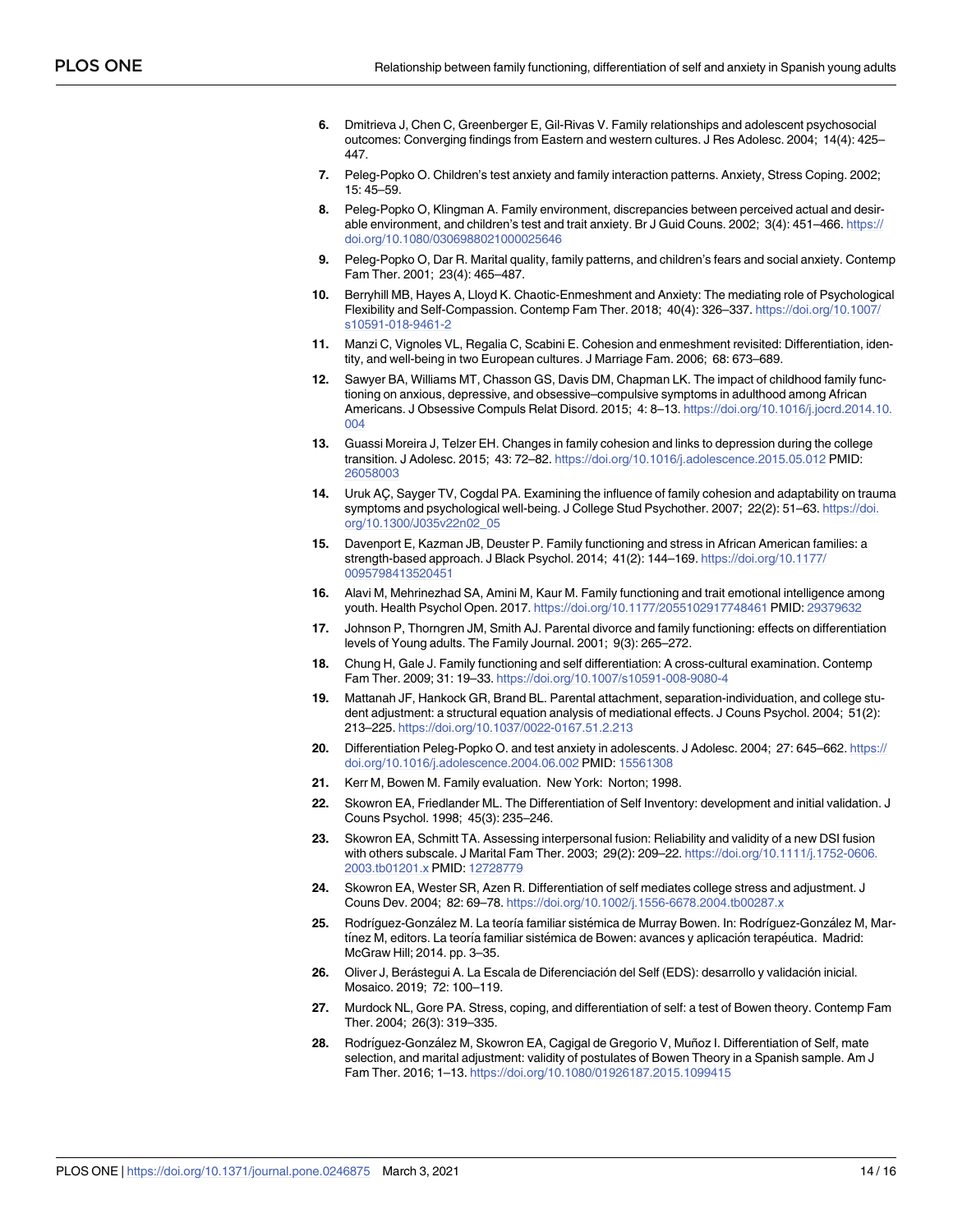6. Dmitrieva J, Chen C, Greenberger E, Gil-Rivas V. Family relationships and adolescent psychosocial outcomes: Converging findings from Eastern and western cultures. J Res Adolesc. 2004; 14(4): 425–447.
7. Peleg-Popko O. Children's test anxiety and family interaction patterns. Anxiety, Stress Coping. 2002; 15: 45–59.
8. Peleg-Popko O, Klingman A. Family environment, discrepancies between perceived actual and desirable environment, and children's test and trait anxiety. Br J Guid Couns. 2002; 3(4): 451–466. https://doi.org/10.1080/0306988021000025646
9. Peleg-Popko O, Dar R. Marital quality, family patterns, and children's fears and social anxiety. Contemp Fam Ther. 2001; 23(4): 465–487.
10. Berryhill MB, Hayes A, Lloyd K. Chaotic-Enmeshment and Anxiety: The mediating role of Psychological Flexibility and Self-Compassion. Contemp Fam Ther. 2018; 40(4): 326–337. https://doi.org/10.1007/s10591-018-9461-2
11. Manzi C, Vignoles VL, Regalia C, Scabini E. Cohesion and enmeshment revisited: Differentiation, identity, and well-being in two European cultures. J Marriage Fam. 2006; 68: 673–689.
12. Sawyer BA, Williams MT, Chasson GS, Davis DM, Chapman LK. The impact of childhood family functioning on anxious, depressive, and obsessive–compulsive symptoms in adulthood among African Americans. J Obsessive Compuls Relat Disord. 2015; 4: 8–13. https://doi.org/10.1016/j.jocrd.2014.10.004
13. Guassi Moreira J, Telzer EH. Changes in family cohesion and links to depression during the college transition. J Adolesc. 2015; 43: 72–82. https://doi.org/10.1016/j.adolescence.2015.05.012 PMID: 26058003
14. Uruk AÇ, Sayger TV, Cogdal PA. Examining the influence of family cohesion and adaptability on trauma symptoms and psychological well-being. J College Stud Psychother. 2007; 22(2): 51–63. https://doi.org/10.1300/J035v22n02_05
15. Davenport E, Kazman JB, Deuster P. Family functioning and stress in African American families: a strength-based approach. J Black Psychol. 2014; 41(2): 144–169. https://doi.org/10.1177/0095798413520451
16. Alavi M, Mehrinezhad SA, Amini M, Kaur M. Family functioning and trait emotional intelligence among youth. Health Psychol Open. 2017. https://doi.org/10.1177/2055102917748461 PMID: 29379632
17. Johnson P, Thorngren JM, Smith AJ. Parental divorce and family functioning: effects on differentiation levels of Young adults. The Family Journal. 2001; 9(3): 265–272.
18. Chung H, Gale J. Family functioning and self differentiation: A cross-cultural examination. Contemp Fam Ther. 2009; 31: 19–33. https://doi.org/10.1007/s10591-008-9080-4
19. Mattanah JF, Hankock GR, Brand BL. Parental attachment, separation-individuation, and college student adjustment: a structural equation analysis of mediational effects. J Couns Psychol. 2004; 51(2): 213–225. https://doi.org/10.1037/0022-0167.51.2.213
20. Differentiation Peleg-Popko O. and test anxiety in adolescents. J Adolesc. 2004; 27: 645–662. https://doi.org/10.1016/j.adolescence.2004.06.002 PMID: 15561308
21. Kerr M, Bowen M. Family evaluation. New York: Norton; 1998.
22. Skowron EA, Friedlander ML. The Differentiation of Self Inventory: development and initial validation. J Couns Psychol. 1998; 45(3): 235–246.
23. Skowron EA, Schmitt TA. Assessing interpersonal fusion: Reliability and validity of a new DSI fusion with others subscale. J Marital Fam Ther. 2003; 29(2): 209–22. https://doi.org/10.1111/j.1752-0606.2003.tb01201.x PMID: 12728779
24. Skowron EA, Wester SR, Azen R. Differentiation of self mediates college stress and adjustment. J Couns Dev. 2004; 82: 69–78. https://doi.org/10.1002/j.1556-6678.2004.tb00287.x
25. Rodríguez-González M. La teoría familiar sistémica de Murray Bowen. In: Rodríguez-González M, Martínez M, editors. La teoría familiar sistémica de Bowen: avances y aplicación terapéutica. Madrid: McGraw Hill; 2014. pp. 3–35.
26. Oliver J, Berástegui A. La Escala de Diferenciación del Self (EDS): desarrollo y validación inicial. Mosaico. 2019; 72: 100–119.
27. Murdock NL, Gore PA. Stress, coping, and differentiation of self: a test of Bowen theory. Contemp Fam Ther. 2004; 26(3): 319–335.
28. Rodríguez-González M, Skowron EA, Cagigal de Gregorio V, Muñoz I. Differentiation of Self, mate selection, and marital adjustment: validity of postulates of Bowen Theory in a Spanish sample. Am J Fam Ther. 2016; 1–13. https://doi.org/10.1080/01926187.2015.1099415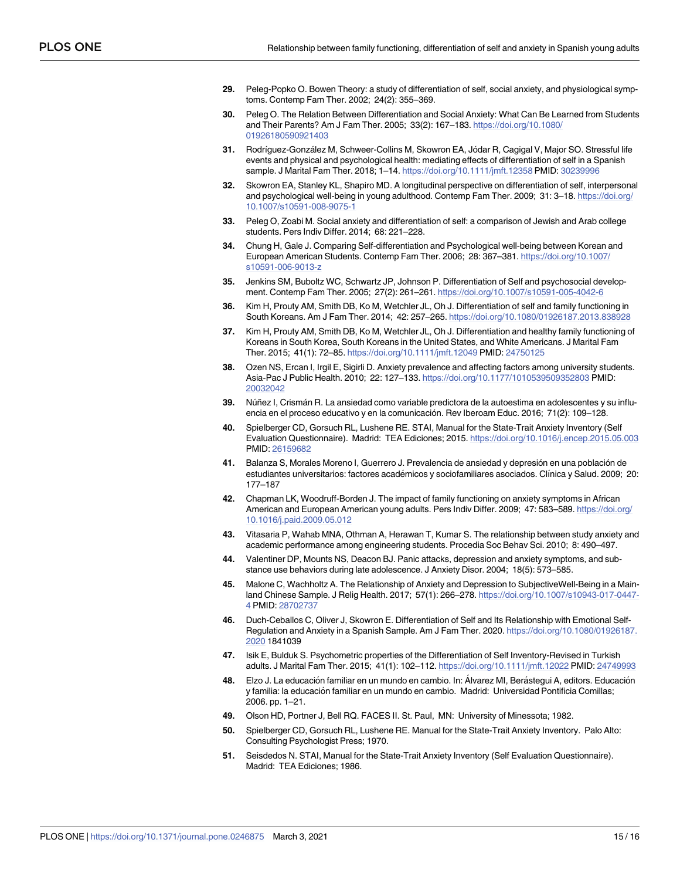29. Peleg-Popko O. Bowen Theory: a study of differentiation of self, social anxiety, and physiological symptoms. Contemp Fam Ther. 2002; 24(2): 355–369.
30. Peleg O. The Relation Between Differentiation and Social Anxiety: What Can Be Learned from Students and Their Parents? Am J Fam Ther. 2005; 33(2): 167–183. https://doi.org/10.1080/01926180590921403
31. Rodríguez-González M, Schweer-Collins M, Skowron EA, Jódar R, Cagigal V, Major SO. Stressful life events and physical and psychological health: mediating effects of differentiation of self in a Spanish sample. J Marital Fam Ther. 2018; 1–14. https://doi.org/10.1111/jmft.12358 PMID: 30239996
32. Skowron EA, Stanley KL, Shapiro MD. A longitudinal perspective on differentiation of self, interpersonal and psychological well-being in young adulthood. Contemp Fam Ther. 2009; 31: 3–18. https://doi.org/10.1007/s10591-008-9075-1
33. Peleg O, Zoabi M. Social anxiety and differentiation of self: a comparison of Jewish and Arab college students. Pers Indiv Differ. 2014; 68: 221–228.
34. Chung H, Gale J. Comparing Self-differentiation and Psychological well-being between Korean and European American Students. Contemp Fam Ther. 2006; 28: 367–381. https://doi.org/10.1007/s10591-006-9013-z
35. Jenkins SM, Buboltz WC, Schwartz JP, Johnson P. Differentiation of Self and psychosocial development. Contemp Fam Ther. 2005; 27(2): 261–261. https://doi.org/10.1007/s10591-005-4042-6
36. Kim H, Prouty AM, Smith DB, Ko M, Wetchler JL, Oh J. Differentiation of self and family functioning in South Koreans. Am J Fam Ther. 2014; 42: 257–265. https://doi.org/10.1080/01926187.2013.838928
37. Kim H, Prouty AM, Smith DB, Ko M, Wetchler JL, Oh J. Differentiation and healthy family functioning of Koreans in South Korea, South Koreans in the United States, and White Americans. J Marital Fam Ther. 2015; 41(1): 72–85. https://doi.org/10.1111/jmft.12049 PMID: 24750125
38. Ozen NS, Ercan I, Irgil E, Sigirli D. Anxiety prevalence and affecting factors among university students. Asia-Pac J Public Health. 2010; 22: 127–133. https://doi.org/10.1177/1010539509352803 PMID: 20032042
39. Núñez I, Crismán R. La ansiedad como variable predictora de la autoestima en adolescentes y su influencia en el proceso educativo y en la comunicación. Rev Iberoam Educ. 2016; 71(2): 109–128.
40. Spielberger CD, Gorsuch RL, Lushene RE. STAI, Manual for the State-Trait Anxiety Inventory (Self Evaluation Questionnaire). Madrid: TEA Ediciones; 2015. https://doi.org/10.1016/j.encep.2015.05.003 PMID: 26159682
41. Balanza S, Morales Moreno I, Guerrero J. Prevalencia de ansiedad y depresión en una población de estudiantes universitarios: factores académicos y sociofamiliares asociados. Clínica y Salud. 2009; 20: 177–187
42. Chapman LK, Woodruff-Borden J. The impact of family functioning on anxiety symptoms in African American and European American young adults. Pers Indiv Differ. 2009; 47: 583–589. https://doi.org/10.1016/j.paid.2009.05.012
43. Vitasaria P, Wahab MNA, Othman A, Herawan T, Kumar S. The relationship between study anxiety and academic performance among engineering students. Procedia Soc Behav Sci. 2010; 8: 490–497.
44. Valentiner DP, Mounts NS, Deacon BJ. Panic attacks, depression and anxiety symptoms, and substance use behaviors during late adolescence. J Anxiety Disor. 2004; 18(5): 573–585.
45. Malone C, Wachholtz A. The Relationship of Anxiety and Depression to SubjectiveWell-Being in a Mainland Chinese Sample. J Relig Health. 2017; 57(1): 266–278. https://doi.org/10.1007/s10943-017-0447-4 PMID: 28702737
46. Duch-Ceballos C, Oliver J, Skowron E. Differentiation of Self and Its Relationship with Emotional Self-Regulation and Anxiety in a Spanish Sample. Am J Fam Ther. 2020. https://doi.org/10.1080/01926187.2020 1841039
47. Isik E, Bulduk S. Psychometric properties of the Differentiation of Self Inventory-Revised in Turkish adults. J Marital Fam Ther. 2015; 41(1): 102–112. https://doi.org/10.1111/jmft.12022 PMID: 24749993
48. Elzo J. La educación familiar en un mundo en cambio. In: Álvarez MI, Berástegui A, editors. Educación y familia: la educación familiar en un mundo en cambio. Madrid: Universidad Pontificia Comillas; 2006. pp. 1–21.
49. Olson HD, Portner J, Bell RQ. FACES II. St. Paul, MN: University of Minessota; 1982.
50. Spielberger CD, Gorsuch RL, Lushene RE. Manual for the State-Trait Anxiety Inventory. Palo Alto: Consulting Psychologist Press; 1970.
51. Seisdedos N. STAI, Manual for the State-Trait Anxiety Inventory (Self Evaluation Questionnaire). Madrid: TEA Ediciones; 1986.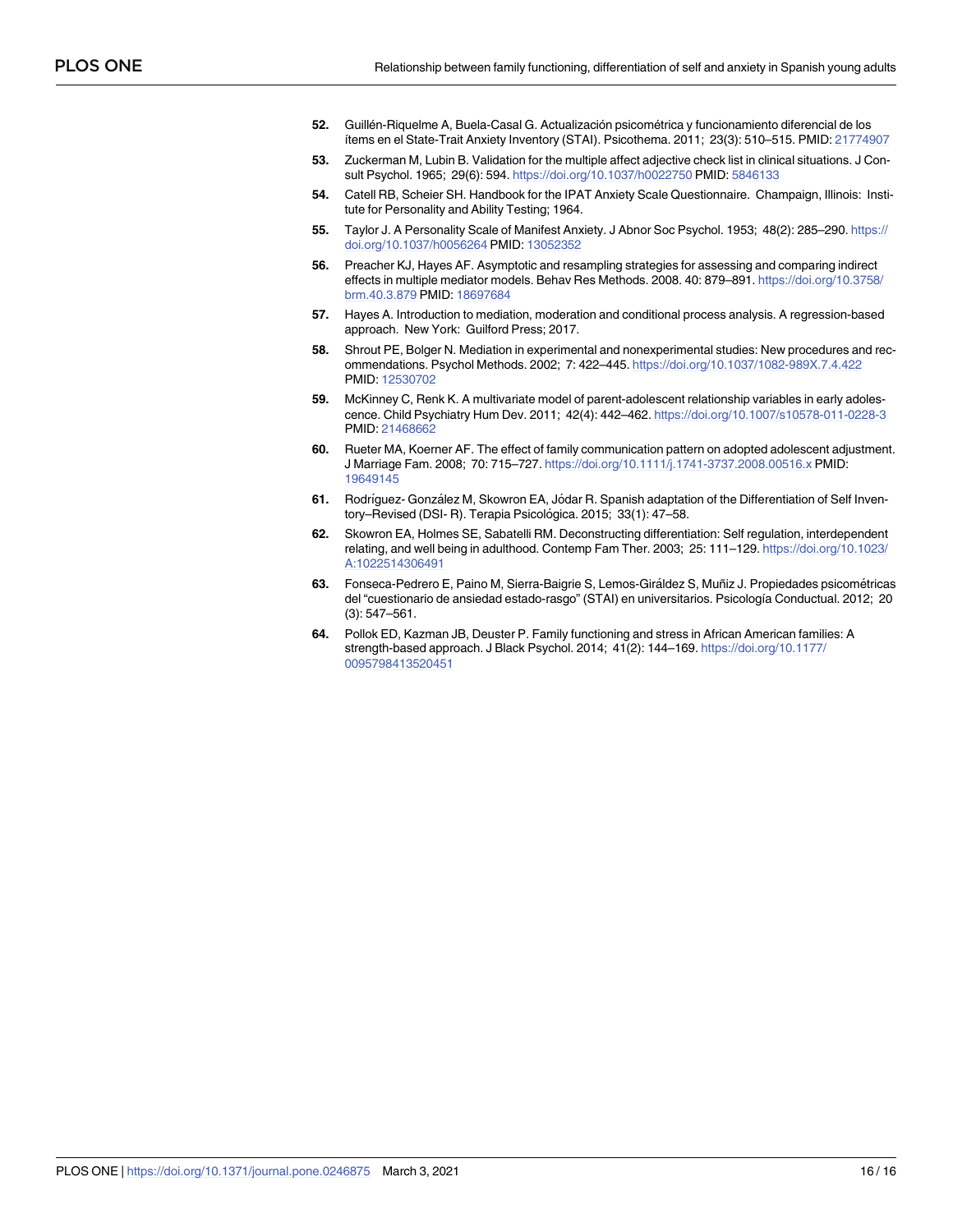52. Guillén-Riquelme A, Buela-Casal G. Actualización psicométrica y funcionamiento diferencial de los ítems en el State-Trait Anxiety Inventory (STAI). Psicothema. 2011; 23(3): 510–515. PMID: 21774907

53. Zuckerman M, Lubin B. Validation for the multiple affect adjective check list in clinical situations. J Consult Psychol. 1965; 29(6): 594. https://doi.org/10.1037/h0022750 PMID: 5846133

54. Catell RB, Scheier SH. Handbook for the IPAT Anxiety Scale Questionnaire. Champaign, Illinois: Institute for Personality and Ability Testing; 1964.

55. Taylor J. A Personality Scale of Manifest Anxiety. J Abnor Soc Psychol. 1953; 48(2): 285–290. https://doi.org/10.1037/h0056264 PMID: 13052352

56. Preacher KJ, Hayes AF. Asymptotic and resampling strategies for assessing and comparing indirect effects in multiple mediator models. Behav Res Methods. 2008. 40: 879–891. https://doi.org/10.3758/brm.40.3.879 PMID: 18697684

57. Hayes A. Introduction to mediation, moderation and conditional process analysis. A regression-based approach. New York: Guilford Press; 2017.

58. Shrout PE, Bolger N. Mediation in experimental and nonexperimental studies: New procedures and recommendations. Psychol Methods. 2002; 7: 422–445. https://doi.org/10.1037/1082-989X.7.4.422 PMID: 12530702

59. McKinney C, Renk K. A multivariate model of parent-adolescent relationship variables in early adolescence. Child Psychiatry Hum Dev. 2011; 42(4): 442–462. https://doi.org/10.1007/s10578-011-0228-3 PMID: 21468662

60. Rueter MA, Koerner AF. The effect of family communication pattern on adopted adolescent adjustment. J Marriage Fam. 2008; 70: 715–727. https://doi.org/10.1111/j.1741-3737.2008.00516.x PMID: 19649145

61. Rodríguez- González M, Skowron EA, Jódar R. Spanish adaptation of the Differentiation of Self Inventory–Revised (DSI- R). Terapia Psicológica. 2015; 33(1): 47–58.

62. Skowron EA, Holmes SE, Sabatelli RM. Deconstructing differentiation: Self regulation, interdependent relating, and well being in adulthood. Contemp Fam Ther. 2003; 25: 111–129. https://doi.org/10.1023/A:1022514306491

63. Fonseca-Pedrero E, Paino M, Sierra-Baigrie S, Lemos-Giráldez S, Muñiz J. Propiedades psicométricas del "cuestionario de ansiedad estado-rasgo" (STAI) en universitarios. Psicología Conductual. 2012; 20 (3): 547–561.

64. Pollok ED, Kazman JB, Deuster P. Family functioning and stress in African American families: A strength-based approach. J Black Psychol. 2014; 41(2): 144–169. https://doi.org/10.1177/0095798413520451